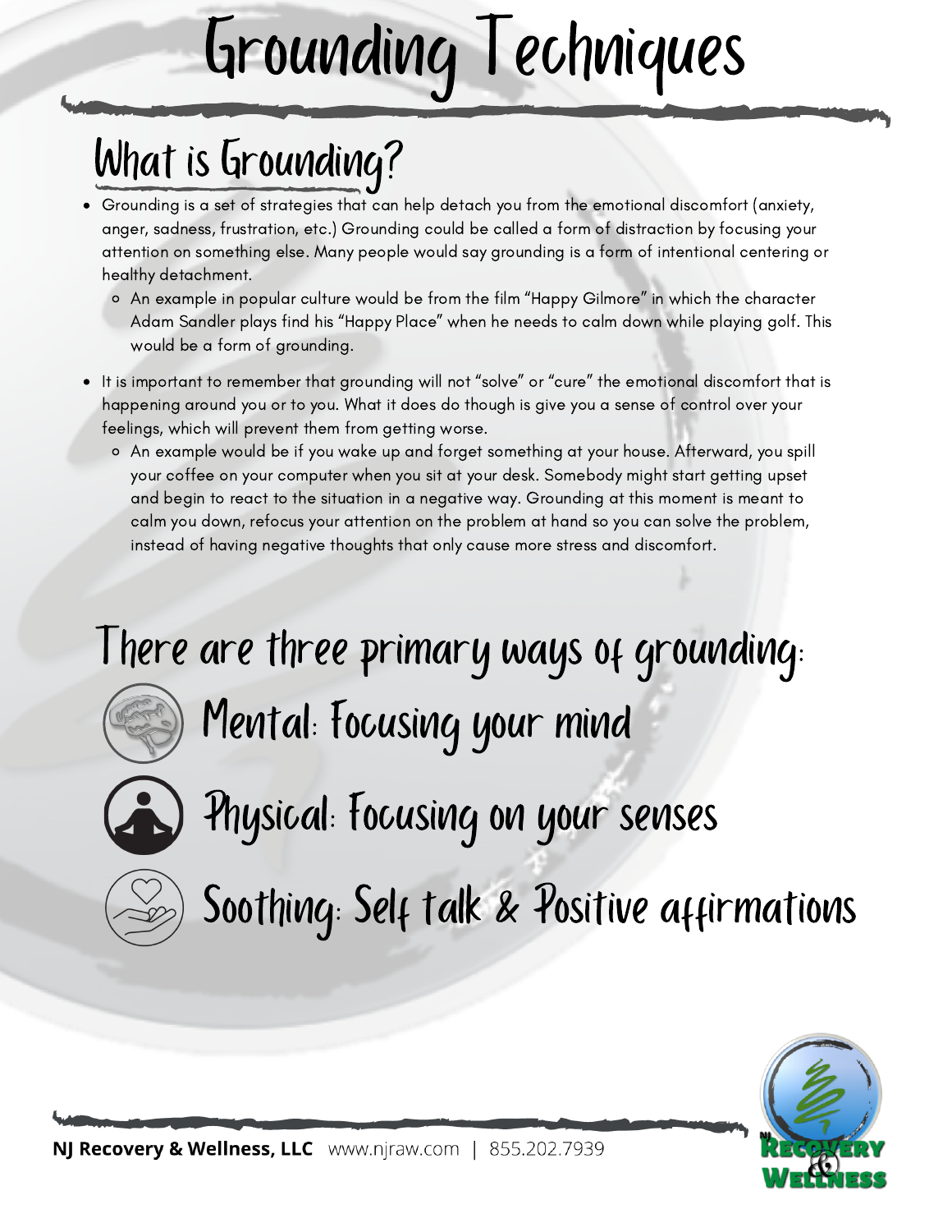# Grounding Techniques

## What is Grounding?

- Grounding is a set of strategies that can help detach you from the emotional discomfort (anxiety, anger, sadness, frustration, etc.) Grounding could be called a form of distraction by focusing your attention on something else. Many people would say grounding is a form of intentional centering or healthy detachment.
  - An example in popular culture would be from the film "Happy Gilmore" in which the character Adam Sandler plays find his "Happy Place" when he needs to calm down while playing golf. This would be a form of grounding.
- It is important to remember that grounding will not "solve" or "cure" the emotional discomfort that is happening around you or to you. What it does do though is give you a sense of control over your feelings, which will prevent them from getting worse.
  - An example would be if you wake up and forget something at your house. Afterward, you spill your coffee on your computer when you sit at your desk. Somebody might start getting upset and begin to react to the situation in a negative way. Grounding at this moment is meant to calm you down, refocus your attention on the problem at hand so you can solve the problem, instead of having negative thoughts that only cause more stress and discomfort.

## There are three primary ways of grounding:

### Mental: Focusing your mind

### Physical: Focusing on your senses

### Soothing: Self talk & Positive affirmations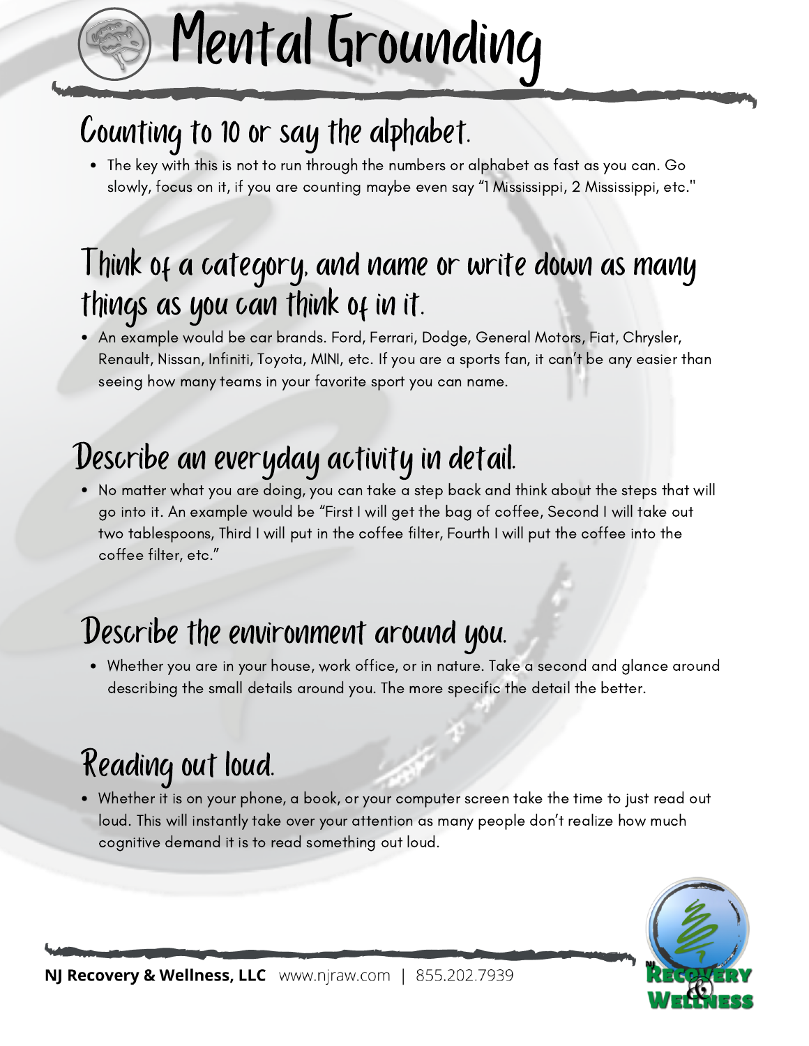# Mental Grounding

## Counting to 10 or say the alphabet.

- The key with this is not to run through the numbers or alphabet as fast as you can. Go slowly, focus on it, if you are counting maybe even say "1 Mississippi, 2 Mississippi, etc."

## Think of a category, and name or write down as many things as you can think of in it.

- An example would be car brands. Ford, Ferrari, Dodge, General Motors, Fiat, Chrysler, Renault, Nissan, Infiniti, Toyota, MINI, etc. If you are a sports fan, it can't be any easier than seeing how many teams in your favorite sport you can name.

## Describe an everyday activity in detail.

- No matter what you are doing, you can take a step back and think about the steps that will go into it. An example would be "First I will get the bag of coffee, Second I will take out two tablespoons, Third I will put in the coffee filter, Fourth I will put the coffee into the coffee filter, etc."

## Describe the environment around you.

- Whether you are in your house, work office, or in nature. Take a second and glance around describing the small details around you. The more specific the detail the better.

## Reading out loud.

- Whether it is on your phone, a book, or your computer screen take the time to just read out loud. This will instantly take over your attention as many people don't realize how much cognitive demand it is to read something out loud.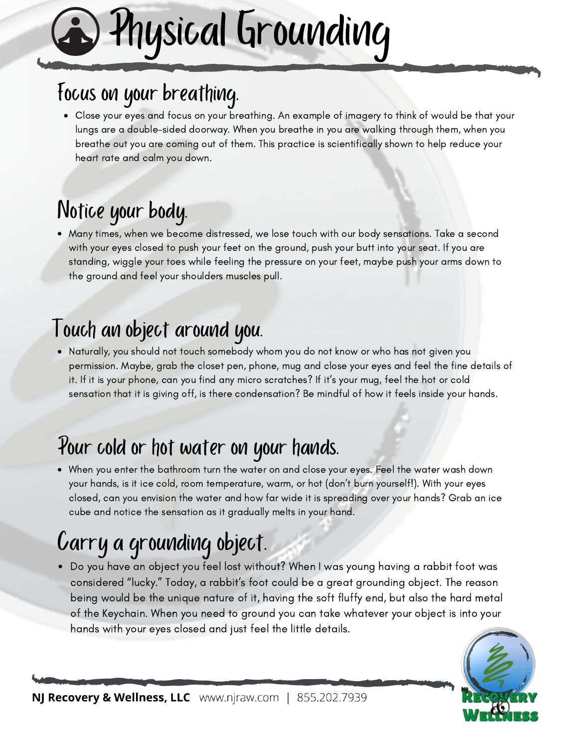# Physical Grounding

## Focus on your breathing.

- Close your eyes and focus on your breathing. An example of imagery to think of would be that your lungs are a double-sided doorway. When you breathe in you are walking through them, when you breathe out you are coming out of them. This practice is scientifically shown to help reduce your heart rate and calm you down.

## Notice your body.

- Many times, when we become distressed, we lose touch with our body sensations. Take a second with your eyes closed to push your feet on the ground, push your butt into your seat. If you are standing, wiggle your toes while feeling the pressure on your feet, maybe push your arms down to the ground and feel your shoulders muscles pull.

## Touch an object around you.

- Naturally, you should not touch somebody whom you do not know or who has not given you permission. Maybe, grab the closet pen, phone, mug and close your eyes and feel the fine details of it. If it is your phone, can you find any micro scratches? If it's your mug, feel the hot or cold sensation that it is giving off, is there condensation? Be mindful of how it feels inside your hands.

## Pour cold or hot water on your hands.

- When you enter the bathroom turn the water on and close your eyes. Feel the water wash down your hands, is it ice cold, room temperature, warm, or hot (don't burn yourself!). With your eyes closed, can you envision the water and how far wide it is spreading over your hands? Grab an ice cube and notice the sensation as it gradually melts in your hand.

## Carry a grounding object.

- Do you have an object you feel lost without? When I was young having a rabbit foot was considered "lucky." Today, a rabbit's foot could be a great grounding object. The reason being would be the unique nature of it, having the soft fluffy end, but also the hard metal of the Keychain. When you need to ground you can take whatever your object is into your hands with your eyes closed and just feel the little details.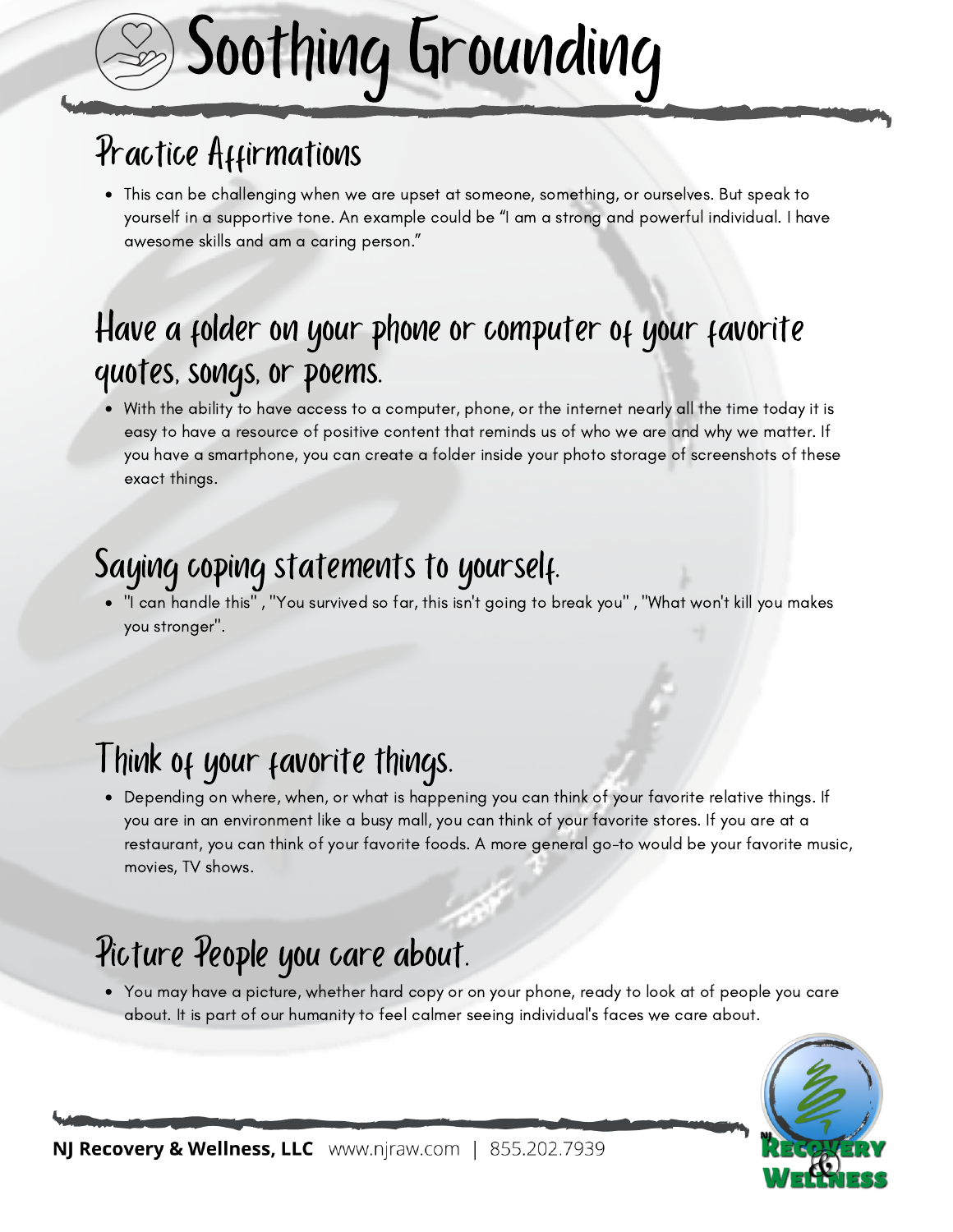# Soothing Grounding

## Practice Affirmations

- This can be challenging when we are upset at someone, something, or ourselves. But speak to yourself in a supportive tone. An example could be “I am a strong and powerful individual. I have awesome skills and am a caring person.”

## Have a folder on your phone or computer of your favorite quotes, songs, or poems.

- With the ability to have access to a computer, phone, or the internet nearly all the time today it is easy to have a resource of positive content that reminds us of who we are and why we matter. If you have a smartphone, you can create a folder inside your photo storage of screenshots of these exact things.

## Saying coping statements to yourself.

- "I can handle this" , "You survived so far, this isn't going to break you" , "What won't kill you makes you stronger".

## Think of your favorite things.

- Depending on where, when, or what is happening you can think of your favorite relative things. If you are in an environment like a busy mall, you can think of your favorite stores. If you are at a restaurant, you can think of your favorite foods. A more general go-to would be your favorite music, movies, TV shows.

## Picture People you care about.

- You may have a picture, whether hard copy or on your phone, ready to look at of people you care about. It is part of our humanity to feel calmer seeing individual's faces we care about.

**NJ Recovery & Wellness, LLC** www.njraw.com | 855.202.7939